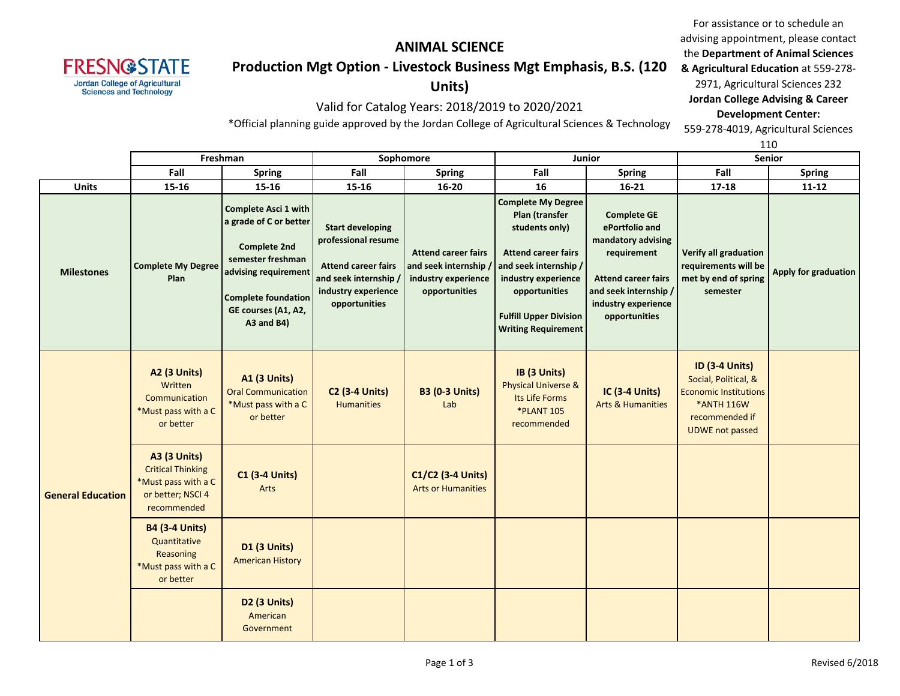# ANIMAL SCIENCE

## Production Mgt Option - Livestock Business Mgt Emphasis, B.S. (120 Units)

Valid for Catalog Years: 2018/2019 to 2020/2021

*Official planning guide approved by the Jordan College of Agricultural Sciences & Technology

For assistance or to schedule an advising appointment, please contact the **Department of Animal Sciences & Agricultural Education** at 559-278-2971, Agricultural Sciences 232
**Jordan College Advising & Career Development Center:** 559-278-4019, Agricultural Sciences 110

| | Freshman | | Sophomore | | Junior | | Senior | |
|---|---|---|---|---|---|---|---|---|
| | Fall | Spring | Fall | Spring | Fall | Spring | Fall | Spring |
| **Units** | 15-16 | 15-16 | 15-16 | 16-20 | 16 | 16-21 | 17-18 | 11-12 |
| **Milestones** | **Complete My Degree Plan** | **Complete Asci 1 with a grade of C or better**<br><br>**Complete 2nd semester freshman advising requirement**<br><br>**Complete foundation GE courses (A1, A2, A3 and B4)** | **Start developing professional resume**<br><br>**Attend career fairs and seek internship / industry experience opportunities** | **Attend career fairs and seek internship / industry experience opportunities** | **Complete My Degree Plan (transfer students only)**<br><br>**Attend career fairs and seek internship / industry experience opportunities**<br><br>**Fulfill Upper Division Writing Requirement** | **Complete GE ePortfolio and mandatory advising requirement**<br><br>**Attend career fairs and seek internship / industry experience opportunities** | **Verify all graduation requirements will be met by end of spring semester** | **Apply for graduation** |
| **General Education** | **A2 (3 Units)** Written Communication *Must pass with a C or better | **A1 (3 Units)** Oral Communication *Must pass with a C or better | **C2 (3-4 Units)** Humanities | **B3 (0-3 Units)** Lab | **IB (3 Units)** Physical Universe & Its Life Forms *PLANT 105 recommended | **IC (3-4 Units)** Arts & Humanities | **ID (3-4 Units)** Social, Political, & Economic Institutions *ANTH 116W recommended if UDWE not passed | |
| | **A3 (3 Units)** Critical Thinking *Must pass with a C or better; NSCI 4 recommended | **C1 (3-4 Units)** Arts | | **C1/C2 (3-4 Units)** Arts or Humanities | | | | |
| | **B4 (3-4 Units)** Quantitative Reasoning *Must pass with a C or better | **D1 (3 Units)** American History | | | | | | |
| | | **D2 (3 Units)** American Government | | | | | | |

Revised 6/2018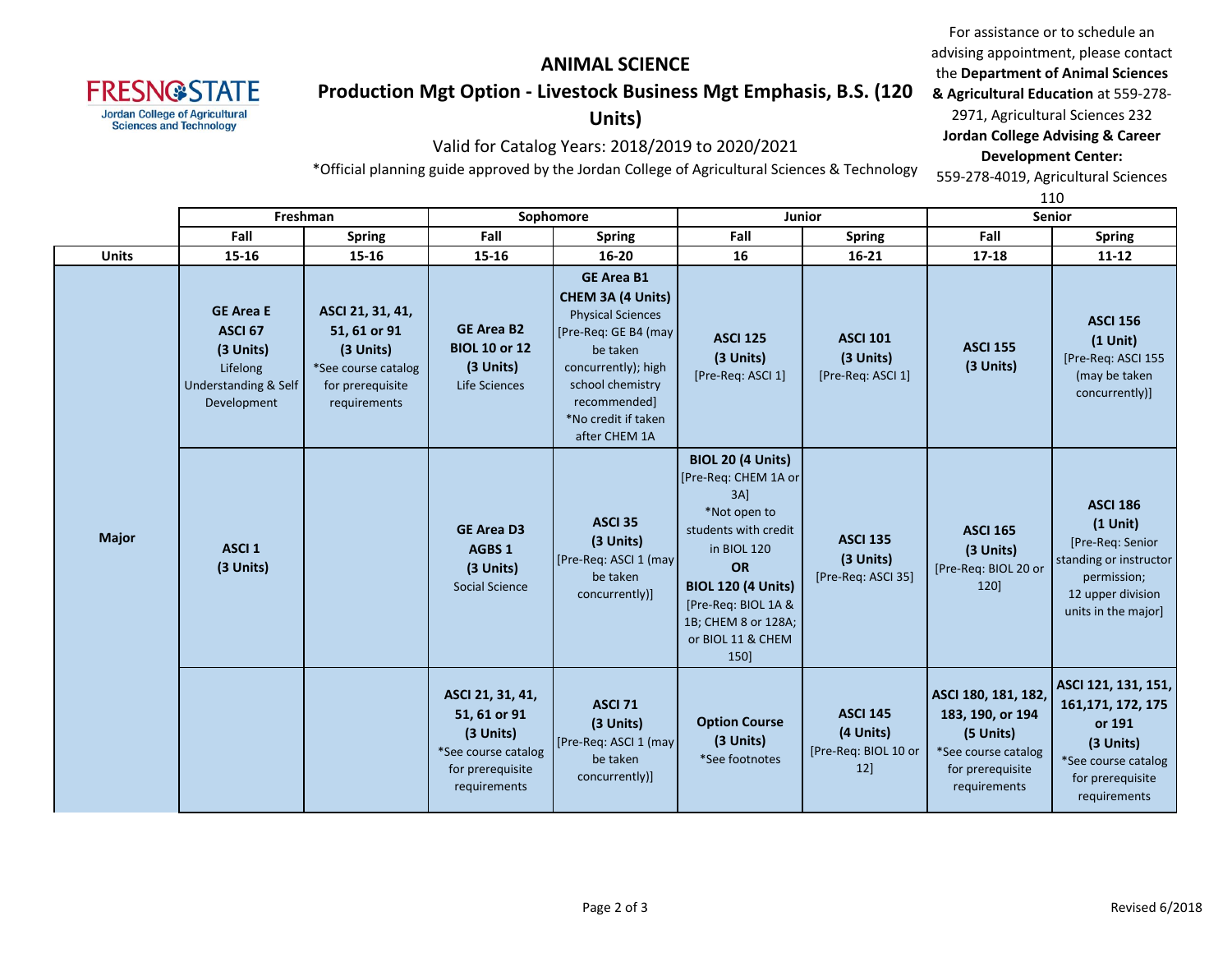# ANIMAL SCIENCE

## Production Mgt Option - Livestock Business Mgt Emphasis, B.S. (120 Units)

Valid for Catalog Years: 2018/2019 to 2020/2021

*Official planning guide approved by the Jordan College of Agricultural Sciences & Technology

For assistance or to schedule an advising appointment, please contact the **Department of Animal Sciences & Agricultural Education** at 559-278-2971, Agricultural Sciences 232
**Jordan College Advising & Career Development Center:** 559-278-4019, Agricultural Sciences 110

| | Freshman | | Sophomore | | Junior | | Senior | |
|---|---|---|---|---|---|---|---|---|
| | Fall | Spring | Fall | Spring | Fall | Spring | Fall | Spring |
| **Units** | 15-16 | 15-16 | 15-16 | 16-20 | 16 | 16-21 | 17-18 | 11-12 |
| **Major** | **GE Area E ASCI 67 (3 Units)** Lifelong Understanding & Self Development | **ASCI 21, 31, 41, 51, 61 or 91 (3 Units)** *See course catalog for prerequisite requirements | **GE Area B2 BIOL 10 or 12 (3 Units)** Life Sciences | **GE Area B1 CHEM 3A (4 Units)** Physical Sciences [Pre-Req: GE B4 (may be taken concurrently); high school chemistry recommended] *No credit if taken after CHEM 1A | **ASCI 125 (3 Units)** [Pre-Req: ASCI 1] | **ASCI 101 (3 Units)** [Pre-Req: ASCI 1] | **ASCI 155 (3 Units)** | **ASCI 156 (1 Unit)** [Pre-Req: ASCI 155 (may be taken concurrently)] |
| | **ASCI 1 (3 Units)** | | **GE Area D3 AGBS 1 (3 Units)** Social Science | **ASCI 35 (3 Units)** [Pre-Req: ASCI 1 (may be taken concurrently)] | **BIOL 20 (4 Units)** [Pre-Req: CHEM 1A or 3A] *Not open to students with credit in BIOL 120 **OR** **BIOL 120 (4 Units)** [Pre-Req: BIOL 1A & 1B; CHEM 8 or 128A; or BIOL 11 & CHEM 150] | **ASCI 135 (3 Units)** [Pre-Req: ASCI 35] | **ASCI 165 (3 Units)** [Pre-Req: BIOL 20 or 120] | **ASCI 186 (1 Unit)** [Pre-Req: Senior standing or instructor permission; 12 upper division units in the major] |
| | | | **ASCI 21, 31, 41, 51, 61 or 91 (3 Units)** *See course catalog for prerequisite requirements | **ASCI 71 (3 Units)** [Pre-Req: ASCI 1 (may be taken concurrently)] | **Option Course (3 Units)** *See footnotes | **ASCI 145 (4 Units)** [Pre-Req: BIOL 10 or 12] | **ASCI 180, 181, 182, 183, 190, or 194 (5 Units)** *See course catalog for prerequisite requirements | **ASCI 121, 131, 151, 161,171, 172, 175 or 191 (3 Units)** *See course catalog for prerequisite requirements |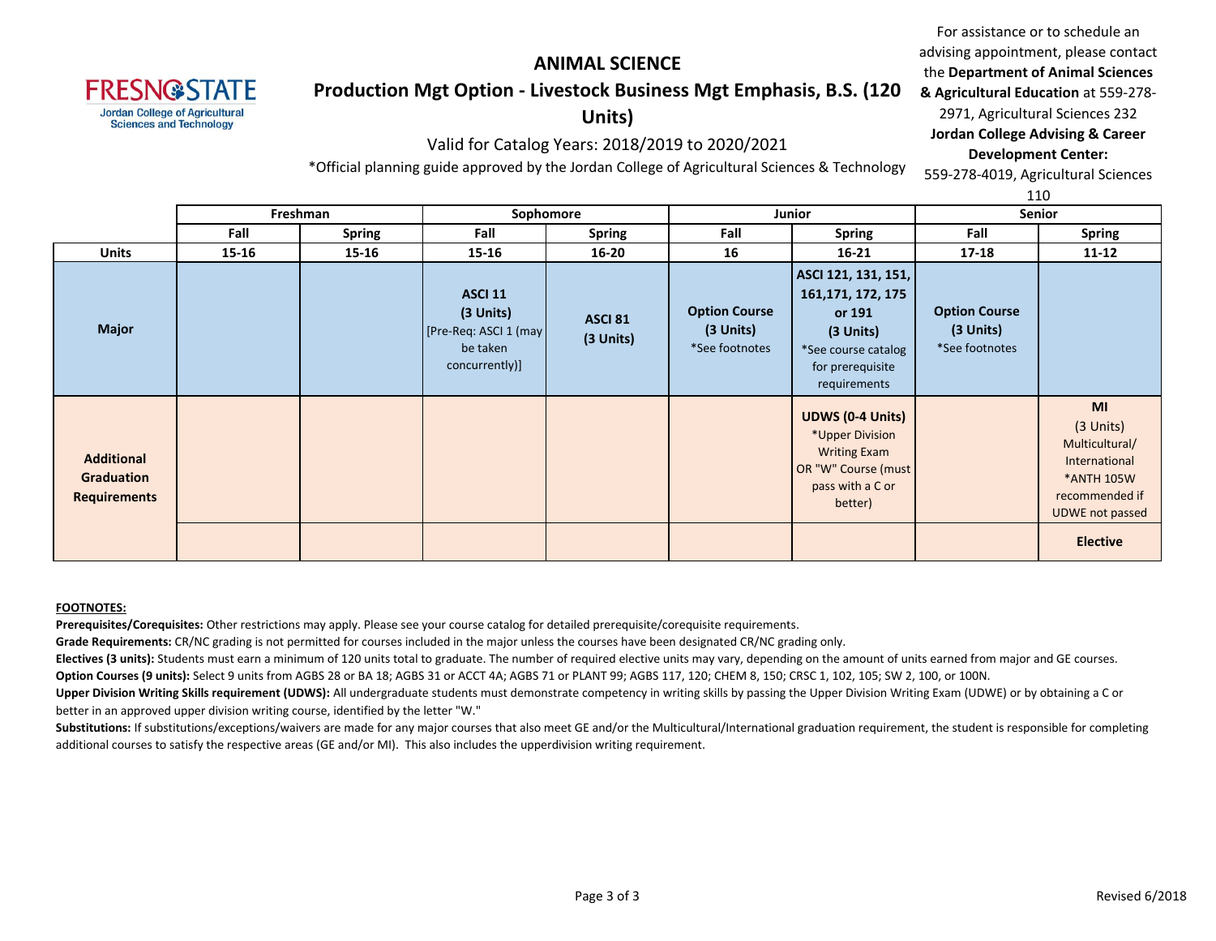# ANIMAL SCIENCE

## Production Mgt Option - Livestock Business Mgt Emphasis, B.S. (120 Units)

Valid for Catalog Years: 2018/2019 to 2020/2021

*Official planning guide approved by the Jordan College of Agricultural Sciences & Technology

For assistance or to schedule an advising appointment, please contact the **Department of Animal Sciences & Agricultural Education** at 559-278-2971, Agricultural Sciences 232
**Jordan College Advising & Career Development Center:** 559-278-4019, Agricultural Sciences 110

| | Freshman | | Sophomore | | Junior | | Senior | |
|---|---|---|---|---|---|---|---|---|
| | **Fall** | **Spring** | **Fall** | **Spring** | **Fall** | **Spring** | **Fall** | **Spring** |
| **Units** | **15-16** | **15-16** | **15-16** | **16-20** | **16** | **16-21** | **17-18** | **11-12** |
| **Major** | | | **ASCI 11 (3 Units)** [Pre-Req: ASCI 1 (may be taken concurrently)] | **ASCI 81 (3 Units)** | **Option Course (3 Units)** *See footnotes | **ASCI 121, 131, 151, 161,171, 172, 175 or 191 (3 Units)** *See course catalog for prerequisite requirements | **Option Course (3 Units)** *See footnotes | |
| **Additional Graduation Requirements** | | | | | | **UDWS (0-4 Units)** *Upper Division Writing Exam OR "W" Course (must pass with a C or better) | | **MI** (3 Units) Multicultural/ International *ANTH 105W recommended if UDWE not passed |
| | | | | | | | | **Elective** |

**FOOTNOTES:**

**Prerequisites/Corequisites:** Other restrictions may apply. Please see your course catalog for detailed prerequisite/corequisite requirements.

**Grade Requirements:** CR/NC grading is not permitted for courses included in the major unless the courses have been designated CR/NC grading only.

**Electives (3 units):** Students must earn a minimum of 120 units total to graduate. The number of required elective units may vary, depending on the amount of units earned from major and GE courses.

**Option Courses (9 units):** Select 9 units from AGBS 28 or BA 18; AGBS 31 or ACCT 4A; AGBS 71 or PLANT 99; AGBS 117, 120; CHEM 8, 150; CRSC 1, 102, 105; SW 2, 100, or 100N.

**Upper Division Writing Skills requirement (UDWS):** All undergraduate students must demonstrate competency in writing skills by passing the Upper Division Writing Exam (UDWE) or by obtaining a C or better in an approved upper division writing course, identified by the letter "W."

**Substitutions:** If substitutions/exceptions/waivers are made for any major courses that also meet GE and/or the Multicultural/International graduation requirement, the student is responsible for completing additional courses to satisfy the respective areas (GE and/or MI). This also includes the upperdivision writing requirement.

Revised 6/2018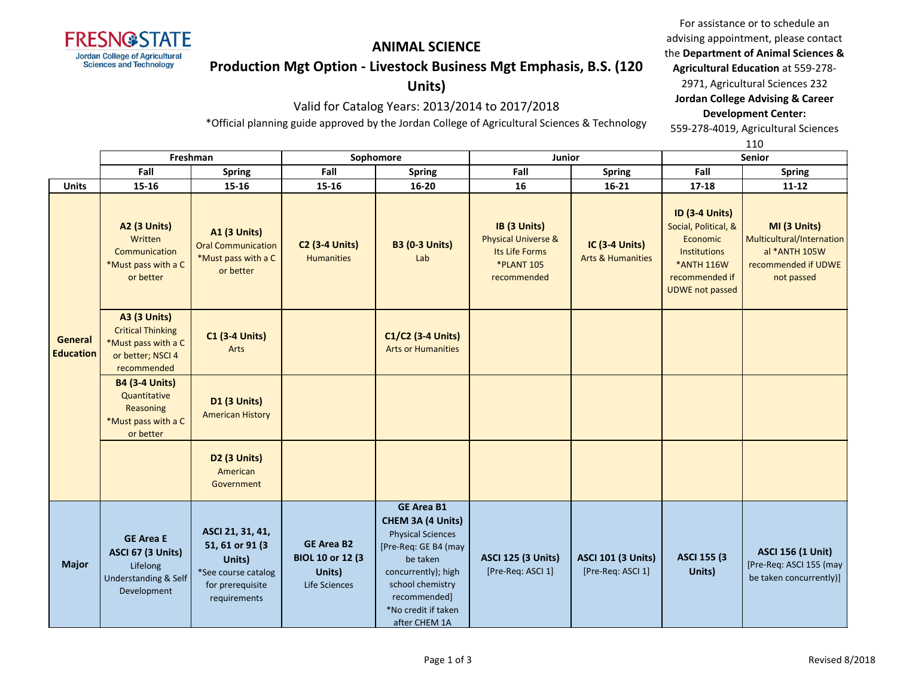# ANIMAL SCIENCE

## Production Mgt Option - Livestock Business Mgt Emphasis, B.S. (120 Units)

Valid for Catalog Years: 2013/2014 to 2017/2018

*Official planning guide approved by the Jordan College of Agricultural Sciences & Technology

For assistance or to schedule an advising appointment, please contact the **Department of Animal Sciences & Agricultural Education** at 559-278-2971, Agricultural Sciences 232
**Jordan College Advising & Career Development Center:** 559-278-4019, Agricultural Sciences 110

| | Freshman | | Sophomore | | Junior | | Senior | |
|---|---|---|---|---|---|---|---|---|
| | Fall | Spring | Fall | Spring | Fall | Spring | Fall | Spring |
| **Units** | 15-16 | 15-16 | 15-16 | 16-20 | 16 | 16-21 | 17-18 | 11-12 |
| **General Education** | **A2 (3 Units)** Written Communication *Must pass with a C or better | **A1 (3 Units)** Oral Communication *Must pass with a C or better | **C2 (3-4 Units)** Humanities | **B3 (0-3 Units)** Lab | **IB (3 Units)** Physical Universe & Its Life Forms *PLANT 105 recommended | **IC (3-4 Units)** Arts & Humanities | **ID (3-4 Units)** Social, Political, & Economic Institutions *ANTH 116W recommended if UDWE not passed | **MI (3 Units)** Multicultural/International *ANTH 105W recommended if UDWE not passed |
| | **A3 (3 Units)** Critical Thinking *Must pass with a C or better; NSCI 4 recommended | **C1 (3-4 Units)** Arts | | **C1/C2 (3-4 Units)** Arts or Humanities | | | | |
| | **B4 (3-4 Units)** Quantitative Reasoning *Must pass with a C or better | **D1 (3 Units)** American History | | | | | | |
| | | **D2 (3 Units)** American Government | | | | | | |
| **Major** | **GE Area E ASCI 67 (3 Units)** Lifelong Understanding & Self Development | **ASCI 21, 31, 41, 51, 61 or 91 (3 Units)** *See course catalog for prerequisite requirements | **GE Area B2 BIOL 10 or 12 (3 Units)** Life Sciences | **GE Area B1 CHEM 3A (4 Units)** Physical Sciences [Pre-Req: GE B4 (may be taken concurrently); high school chemistry recommended] *No credit if taken after CHEM 1A | **ASCI 125 (3 Units)** [Pre-Req: ASCI 1] | **ASCI 101 (3 Units)** [Pre-Req: ASCI 1] | **ASCI 155 (3 Units)** | **ASCI 156 (1 Unit)** [Pre-Req: ASCI 155 (may be taken concurrently)] |

Revised 8/2018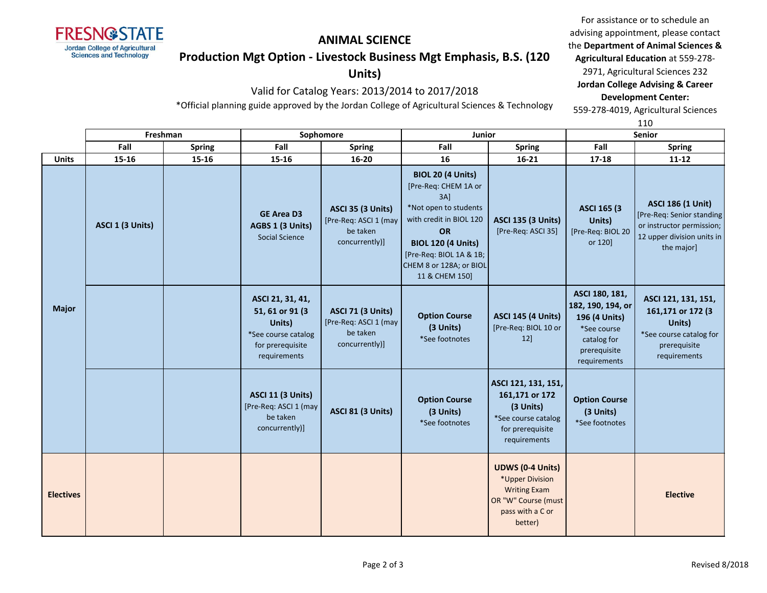# ANIMAL SCIENCE

## Production Mgt Option - Livestock Business Mgt Emphasis, B.S. (120 Units)

Valid for Catalog Years: 2013/2014 to 2017/2018

*Official planning guide approved by the Jordan College of Agricultural Sciences & Technology

For assistance or to schedule an advising appointment, please contact the **Department of Animal Sciences & Agricultural Education** at 559-278-2971, Agricultural Sciences 232
**Jordan College Advising & Career Development Center:** 559-278-4019, Agricultural Sciences 110

| | Freshman | | Sophomore | | Junior | | Senior | |
|---|---|---|---|---|---|---|---|---|
| | **Fall** | **Spring** | **Fall** | **Spring** | **Fall** | **Spring** | **Fall** | **Spring** |
| **Units** | **15-16** | **15-16** | **15-16** | **16-20** | **16** | **16-21** | **17-18** | **11-12** |
| **Major** | **ASCI 1 (3 Units)** | | **GE Area D3 AGBS 1 (3 Units)** Social Science | **ASCI 35 (3 Units)** [Pre-Req: ASCI 1 (may be taken concurrently)] | **BIOL 20 (4 Units)** [Pre-Req: CHEM 1A or 3A] *Not open to students with credit in BIOL 120 **OR** **BIOL 120 (4 Units)** [Pre-Req: BIOL 1A & 1B; CHEM 8 or 128A; or BIOL 11 & CHEM 150] | **ASCI 135 (3 Units)** [Pre-Req: ASCI 35] | **ASCI 165 (3 Units)** [Pre-Req: BIOL 20 or 120] | **ASCI 186 (1 Unit)** [Pre-Req: Senior standing or instructor permission; 12 upper division units in the major] |
| **Major** | | | **ASCI 21, 31, 41, 51, 61 or 91 (3 Units)** *See course catalog for prerequisite requirements | **ASCI 71 (3 Units)** [Pre-Req: ASCI 1 (may be taken concurrently)] | **Option Course (3 Units)** *See footnotes | **ASCI 145 (4 Units)** [Pre-Req: BIOL 10 or 12] | **ASCI 180, 181, 182, 190, 194, or 196 (4 Units)** *See course catalog for prerequisite requirements | **ASCI 121, 131, 151, 161,171 or 172 (3 Units)** *See course catalog for prerequisite requirements |
| **Major** | | | **ASCI 11 (3 Units)** [Pre-Req: ASCI 1 (may be taken concurrently)] | **ASCI 81 (3 Units)** | **Option Course (3 Units)** *See footnotes | **ASCI 121, 131, 151, 161,171 or 172 (3 Units)** *See course catalog for prerequisite requirements | **Option Course (3 Units)** *See footnotes | |
| **Electives** | | | | | | **UDWS (0-4 Units)** *Upper Division Writing Exam OR "W" Course (must pass with a C or better) | | **Elective** |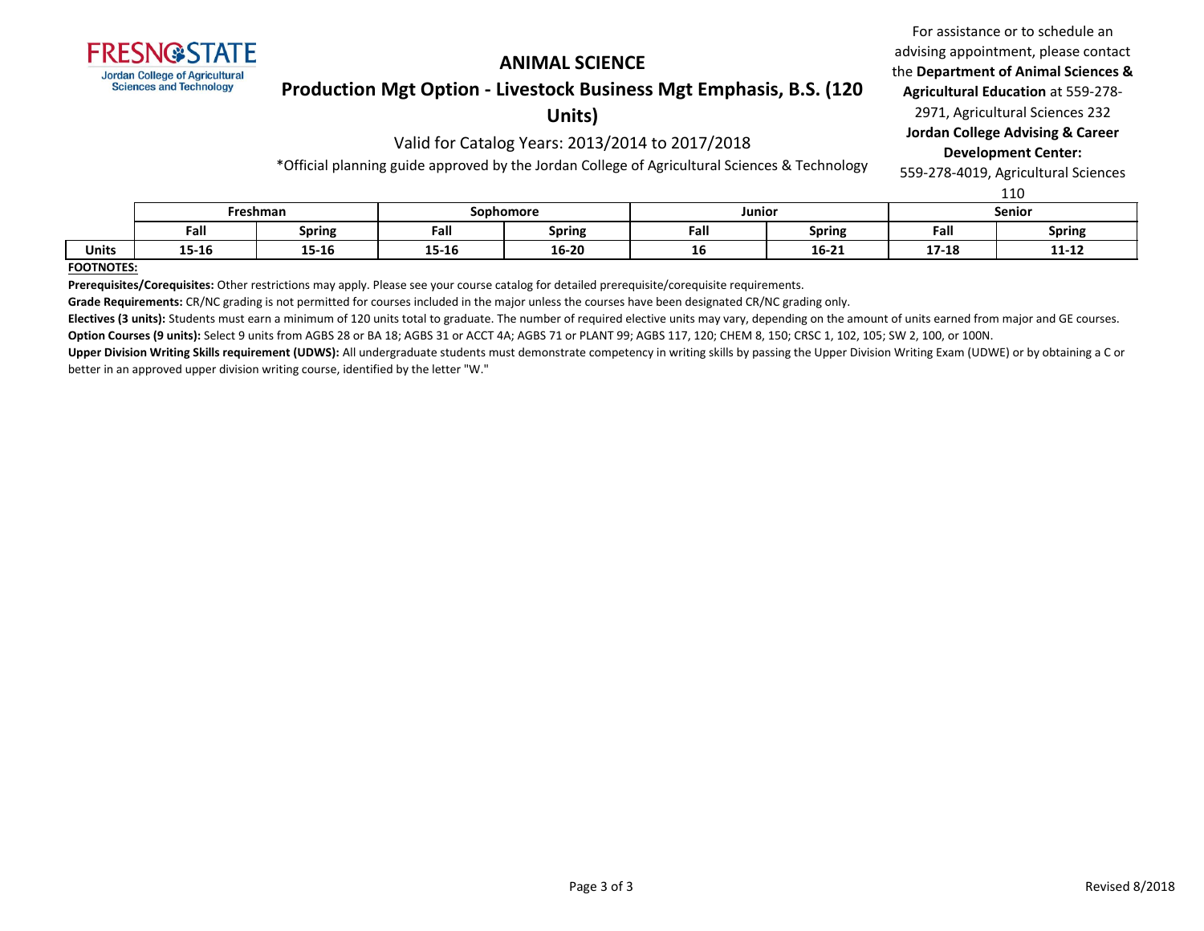FRESNO STATE
Jordan College of Agricultural Sciences and Technology

# ANIMAL SCIENCE

## Production Mgt Option - Livestock Business Mgt Emphasis, B.S. (120 Units)

Valid for Catalog Years: 2013/2014 to 2017/2018

*Official planning guide approved by the Jordan College of Agricultural Sciences & Technology

For assistance or to schedule an advising appointment, please contact the **Department of Animal Sciences & Agricultural Education** at 559-278-2971, Agricultural Sciences 232
**Jordan College Advising & Career Development Center:**
559-278-4019, Agricultural Sciences 110

| | Freshman | | Sophomore | | Junior | | Senior | |
|---|---|---|---|---|---|---|---|---|
| | **Fall** | **Spring** | **Fall** | **Spring** | **Fall** | **Spring** | **Fall** | **Spring** |
| **Units** | **15-16** | **15-16** | **15-16** | **16-20** | **16** | **16-21** | **17-18** | **11-12** |

**FOOTNOTES:**

**Prerequisites/Corequisites:** Other restrictions may apply. Please see your course catalog for detailed prerequisite/corequisite requirements.

**Grade Requirements:** CR/NC grading is not permitted for courses included in the major unless the courses have been designated CR/NC grading only.

**Electives (3 units):** Students must earn a minimum of 120 units total to graduate. The number of required elective units may vary, depending on the amount of units earned from major and GE courses.

**Option Courses (9 units):** Select 9 units from AGBS 28 or BA 18; AGBS 31 or ACCT 4A; AGBS 71 or PLANT 99; AGBS 117, 120; CHEM 8, 150; CRSC 1, 102, 105; SW 2, 100, or 100N.

**Upper Division Writing Skills requirement (UDWS):** All undergraduate students must demonstrate competency in writing skills by passing the Upper Division Writing Exam (UDWE) or by obtaining a C or better in an approved upper division writing course, identified by the letter "W."

Revised 8/2018